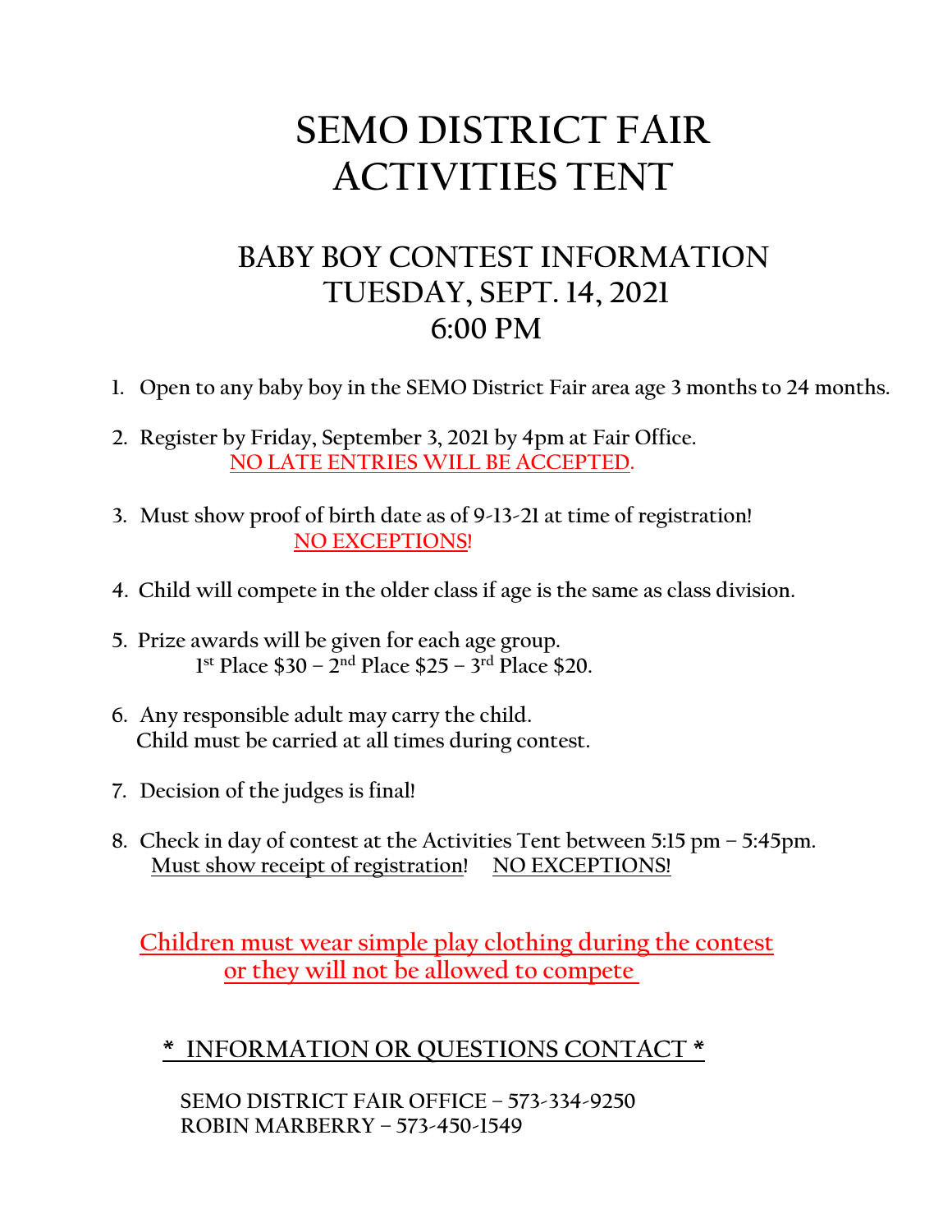# SEMO DISTRICT FAIR ACTIVITIES TENT

## BABY BOY CONTEST INFORMATION
## TUESDAY, SEPT. 14, 2021
## 6:00 PM

1. Open to any baby boy in the SEMO District Fair area age 3 months to 24 months.

2. Register by Friday, September 3, 2021 by 4pm at Fair Office.
   NO LATE ENTRIES WILL BE ACCEPTED.

3. Must show proof of birth date as of 9-13-21 at time of registration!
   NO EXCEPTIONS!

4. Child will compete in the older class if age is the same as class division.

5. Prize awards will be given for each age group.
   1st Place $30 – 2nd Place $25 – 3rd Place $20.

6. Any responsible adult may carry the child.
   Child must be carried at all times during contest.

7. Decision of the judges is final!

8. Check in day of contest at the Activities Tent between 5:15 pm – 5:45pm.
   Must show receipt of registration! NO EXCEPTIONS!

**Children must wear simple play clothing during the contest or they will not be allowed to compete**

**\* INFORMATION OR QUESTIONS CONTACT \***

**SEMO DISTRICT FAIR OFFICE – 573-334-9250**
**ROBIN MARBERRY – 573-450-1549**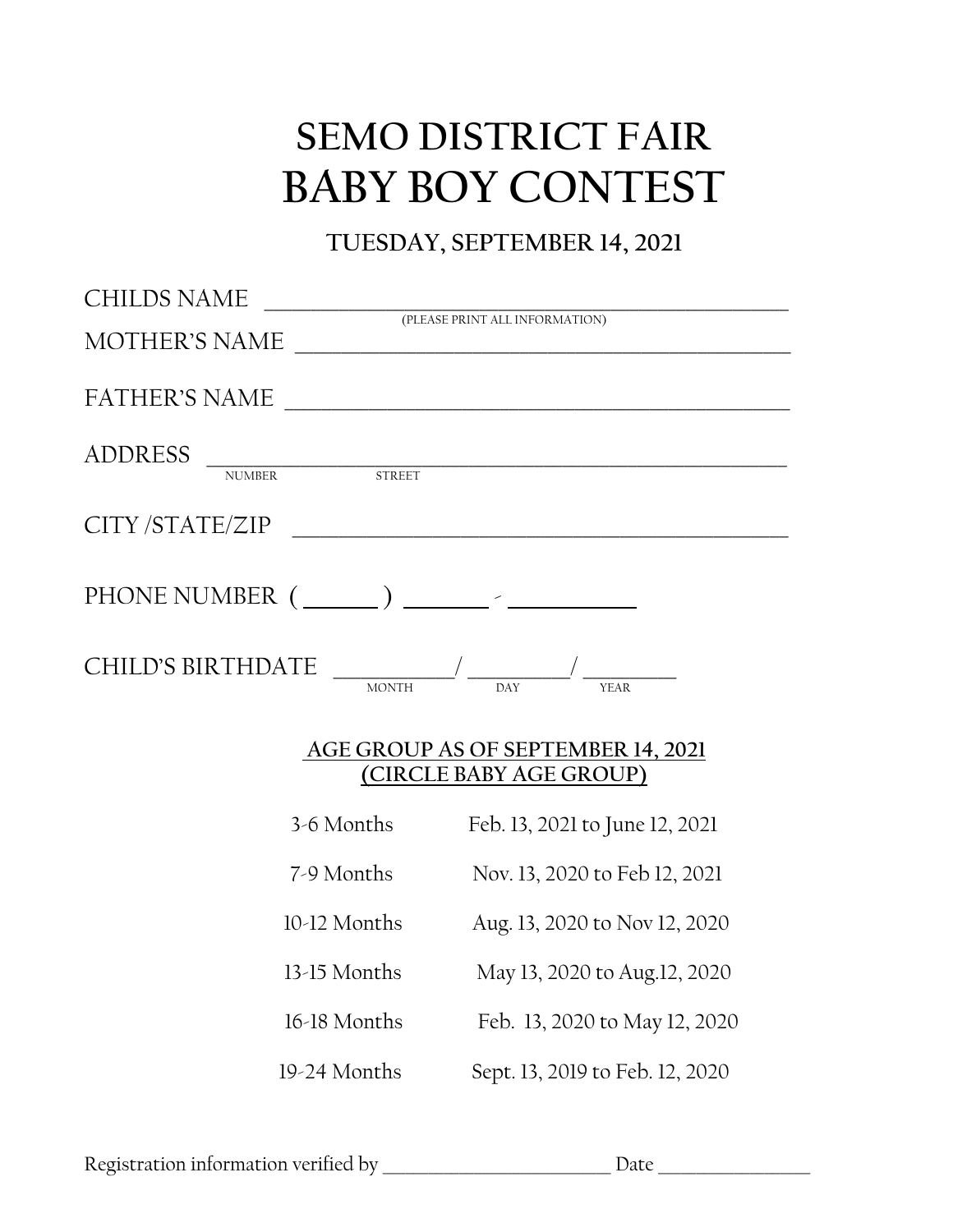# SEMO DISTRICT FAIR

# BABY BOY CONTEST

### TUESDAY, SEPTEMBER 14, 2021

CHILDS NAME ___________________________________________

(PLEASE PRINT ALL INFORMATION)

MOTHER'S NAME ___________________________________________

FATHER'S NAME ___________________________________________

ADDRESS ___________________________________________

NUMBER STREET

CITY /STATE/ZIP ___________________________________________

PHONE NUMBER ( ______ ) ______ - __________

CHILD'S BIRTHDATE __________/ _________/ ________

MONTH DAY YEAR

**AGE GROUP AS OF SEPTEMBER 14, 2021**
**(CIRCLE BABY AGE GROUP)**

| | |
|---|---|
| 3-6 Months | Feb. 13, 2021 to June 12, 2021 |
| 7-9 Months | Nov. 13, 2020 to Feb 12, 2021 |
| 10-12 Months | Aug. 13, 2020 to Nov 12, 2020 |
| 13-15 Months | May 13, 2020 to Aug.12, 2020 |
| 16-18 Months | Feb. 13, 2020 to May 12, 2020 |
| 19-24 Months | Sept. 13, 2019 to Feb. 12, 2020 |

Registration information verified by ________________________ Date _______________